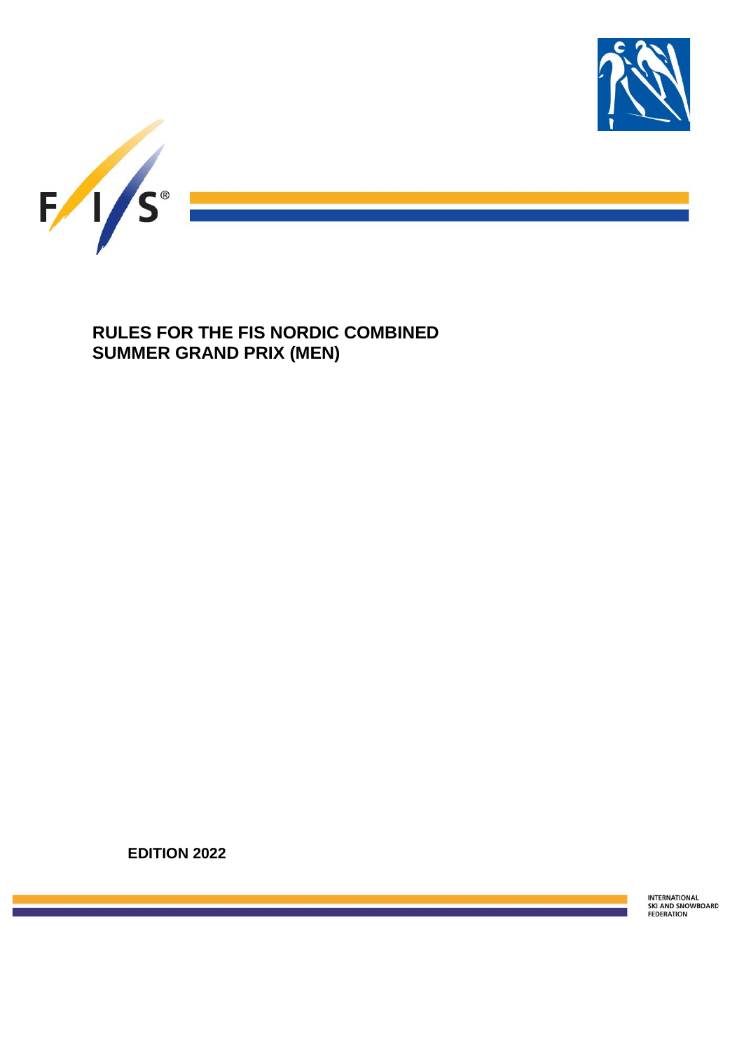# RULES FOR THE FIS NORDIC COMBINED SUMMER GRAND PRIX (MEN)

**EDITION 2022**

INTERNATIONAL SKI AND SNOWBOARD FEDERATION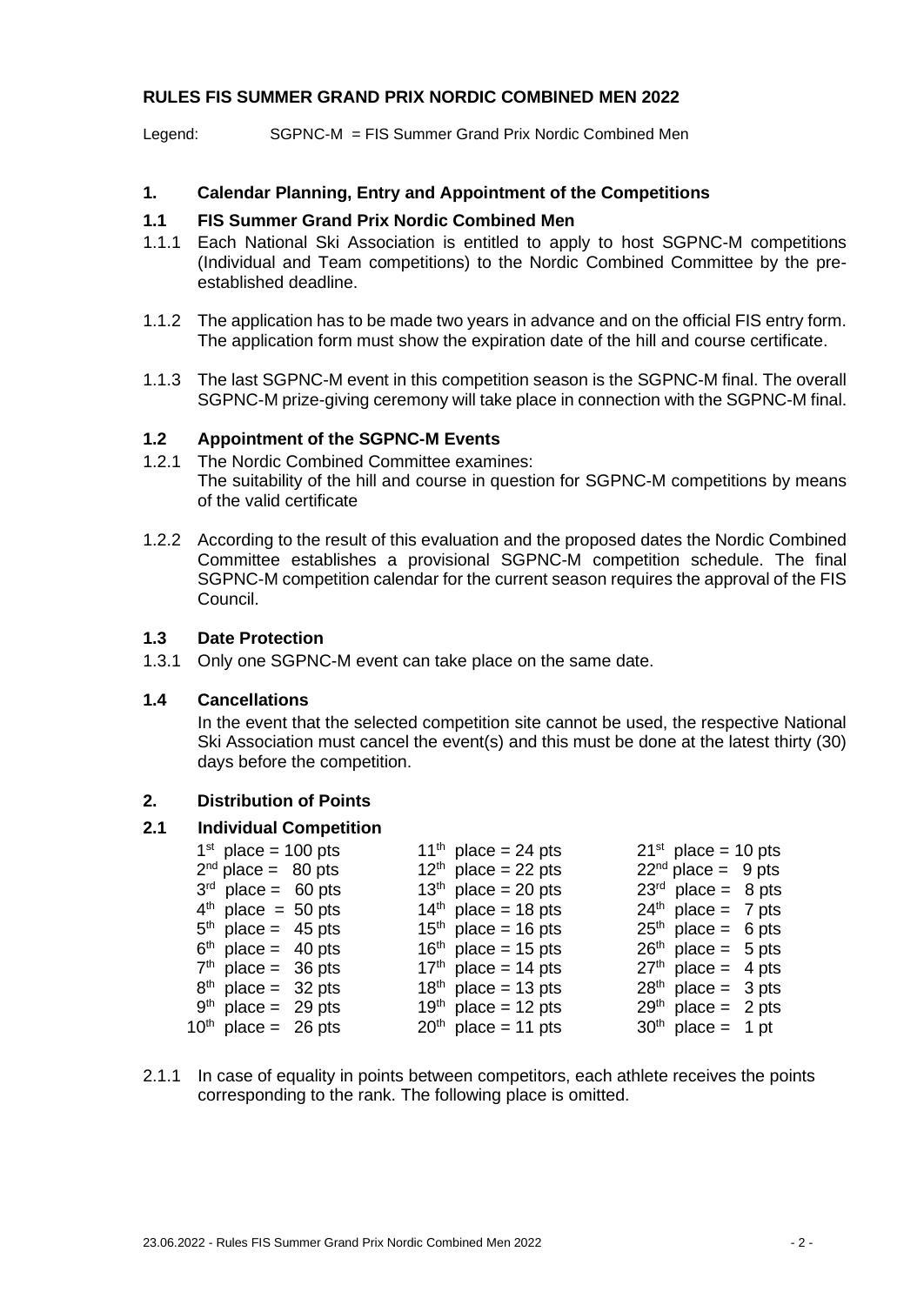**RULES FIS SUMMER GRAND PRIX NORDIC COMBINED MEN 2022**

Legend: SGPNC-M = FIS Summer Grand Prix Nordic Combined Men

## 1. Calendar Planning, Entry and Appointment of the Competitions

### 1.1 FIS Summer Grand Prix Nordic Combined Men

1.1.1 Each National Ski Association is entitled to apply to host SGPNC-M competitions (Individual and Team competitions) to the Nordic Combined Committee by the pre-established deadline.

1.1.2 The application has to be made two years in advance and on the official FIS entry form. The application form must show the expiration date of the hill and course certificate.

1.1.3 The last SGPNC-M event in this competition season is the SGPNC-M final. The overall SGPNC-M prize-giving ceremony will take place in connection with the SGPNC-M final.

### 1.2 Appointment of the SGPNC-M Events

1.2.1 The Nordic Combined Committee examines:
The suitability of the hill and course in question for SGPNC-M competitions by means of the valid certificate

1.2.2 According to the result of this evaluation and the proposed dates the Nordic Combined Committee establishes a provisional SGPNC-M competition schedule. The final SGPNC-M competition calendar for the current season requires the approval of the FIS Council.

### 1.3 Date Protection

1.3.1 Only one SGPNC-M event can take place on the same date.

### 1.4 Cancellations

In the event that the selected competition site cannot be used, the respective National Ski Association must cancel the event(s) and this must be done at the latest thirty (30) days before the competition.

## 2. Distribution of Points

### 2.1 Individual Competition

| | | |
|---|---|---|
| 1st place = 100 pts | 11th place = 24 pts | 21st place = 10 pts |
| 2nd place = 80 pts | 12th place = 22 pts | 22nd place = 9 pts |
| 3rd place = 60 pts | 13th place = 20 pts | 23rd place = 8 pts |
| 4th place = 50 pts | 14th place = 18 pts | 24th place = 7 pts |
| 5th place = 45 pts | 15th place = 16 pts | 25th place = 6 pts |
| 6th place = 40 pts | 16th place = 15 pts | 26th place = 5 pts |
| 7th place = 36 pts | 17th place = 14 pts | 27th place = 4 pts |
| 8th place = 32 pts | 18th place = 13 pts | 28th place = 3 pts |
| 9th place = 29 pts | 19th place = 12 pts | 29th place = 2 pts |
| 10th place = 26 pts | 20th place = 11 pts | 30th place = 1 pt |

2.1.1 In case of equality in points between competitors, each athlete receives the points corresponding to the rank. The following place is omitted.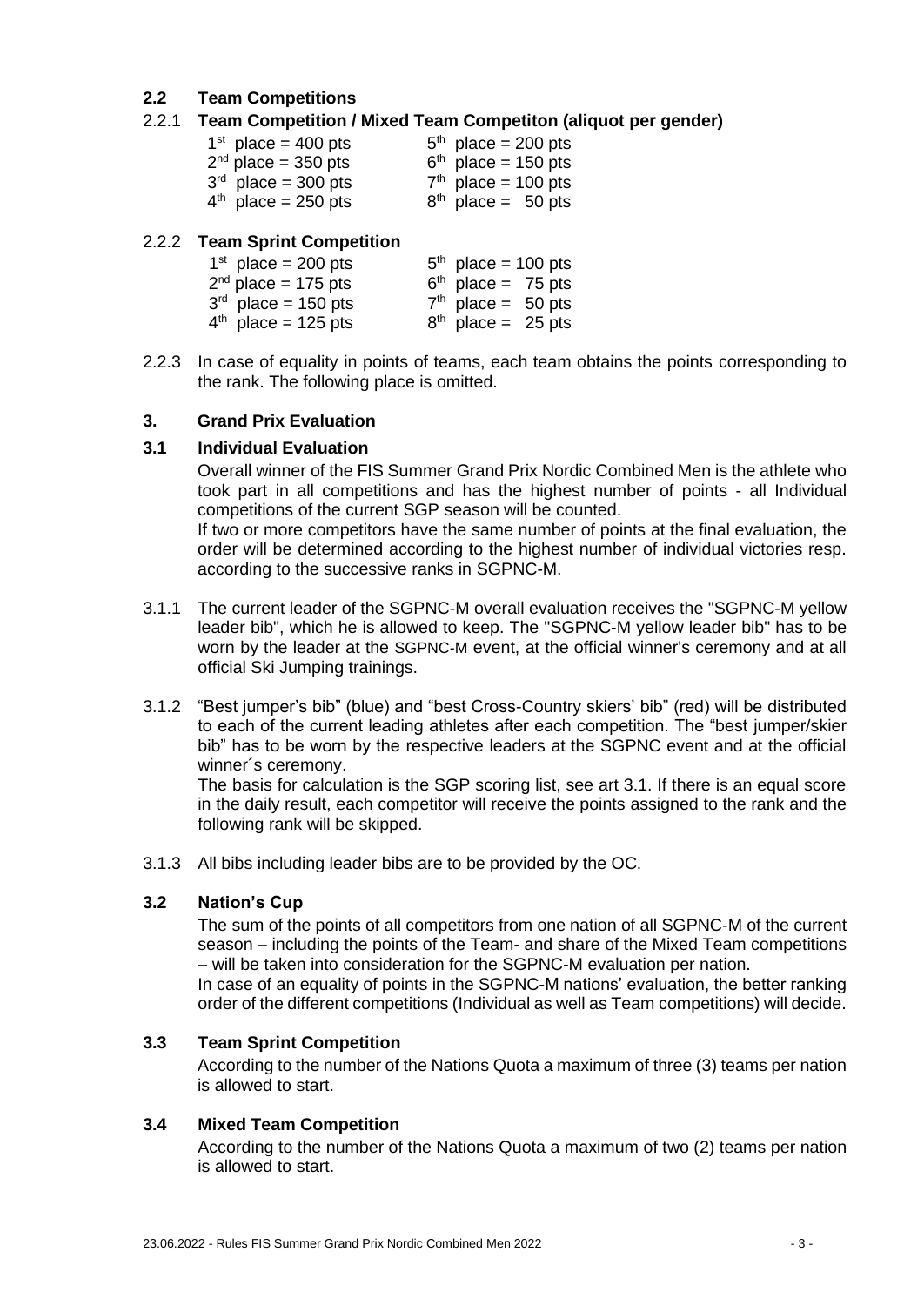## 2.2 Team Competitions

### 2.2.1 Team Competition / Mixed Team Competiton (aliquot per gender)

| | |
|---|---|
| 1st place = 400 pts | 5th place = 200 pts |
| 2nd place = 350 pts | 6th place = 150 pts |
| 3rd place = 300 pts | 7th place = 100 pts |
| 4th place = 250 pts | 8th place = 50 pts |

### 2.2.2 Team Sprint Competition

| | |
|---|---|
| 1st place = 200 pts | 5th place = 100 pts |
| 2nd place = 175 pts | 6th place = 75 pts |
| 3rd place = 150 pts | 7th place = 50 pts |
| 4th place = 125 pts | 8th place = 25 pts |

2.2.3 In case of equality in points of teams, each team obtains the points corresponding to the rank. The following place is omitted.

## 3. Grand Prix Evaluation

### 3.1 Individual Evaluation

Overall winner of the FIS Summer Grand Prix Nordic Combined Men is the athlete who took part in all competitions and has the highest number of points - all Individual competitions of the current SGP season will be counted.

If two or more competitors have the same number of points at the final evaluation, the order will be determined according to the highest number of individual victories resp. according to the successive ranks in SGPNC-M.

3.1.1 The current leader of the SGPNC-M overall evaluation receives the "SGPNC-M yellow leader bib", which he is allowed to keep. The "SGPNC-M yellow leader bib" has to be worn by the leader at the SGPNC-M event, at the official winner's ceremony and at all official Ski Jumping trainings.

3.1.2 "Best jumper's bib" (blue) and "best Cross-Country skiers' bib" (red) will be distributed to each of the current leading athletes after each competition. The "best jumper/skier bib" has to be worn by the respective leaders at the SGPNC event and at the official winner´s ceremony.

The basis for calculation is the SGP scoring list, see art 3.1. If there is an equal score in the daily result, each competitor will receive the points assigned to the rank and the following rank will be skipped.

3.1.3 All bibs including leader bibs are to be provided by the OC.

### 3.2 Nation's Cup

The sum of the points of all competitors from one nation of all SGPNC-M of the current season – including the points of the Team- and share of the Mixed Team competitions – will be taken into consideration for the SGPNC-M evaluation per nation.

In case of an equality of points in the SGPNC-M nations' evaluation, the better ranking order of the different competitions (Individual as well as Team competitions) will decide.

### 3.3 Team Sprint Competition

According to the number of the Nations Quota a maximum of three (3) teams per nation is allowed to start.

### 3.4 Mixed Team Competition

According to the number of the Nations Quota a maximum of two (2) teams per nation is allowed to start.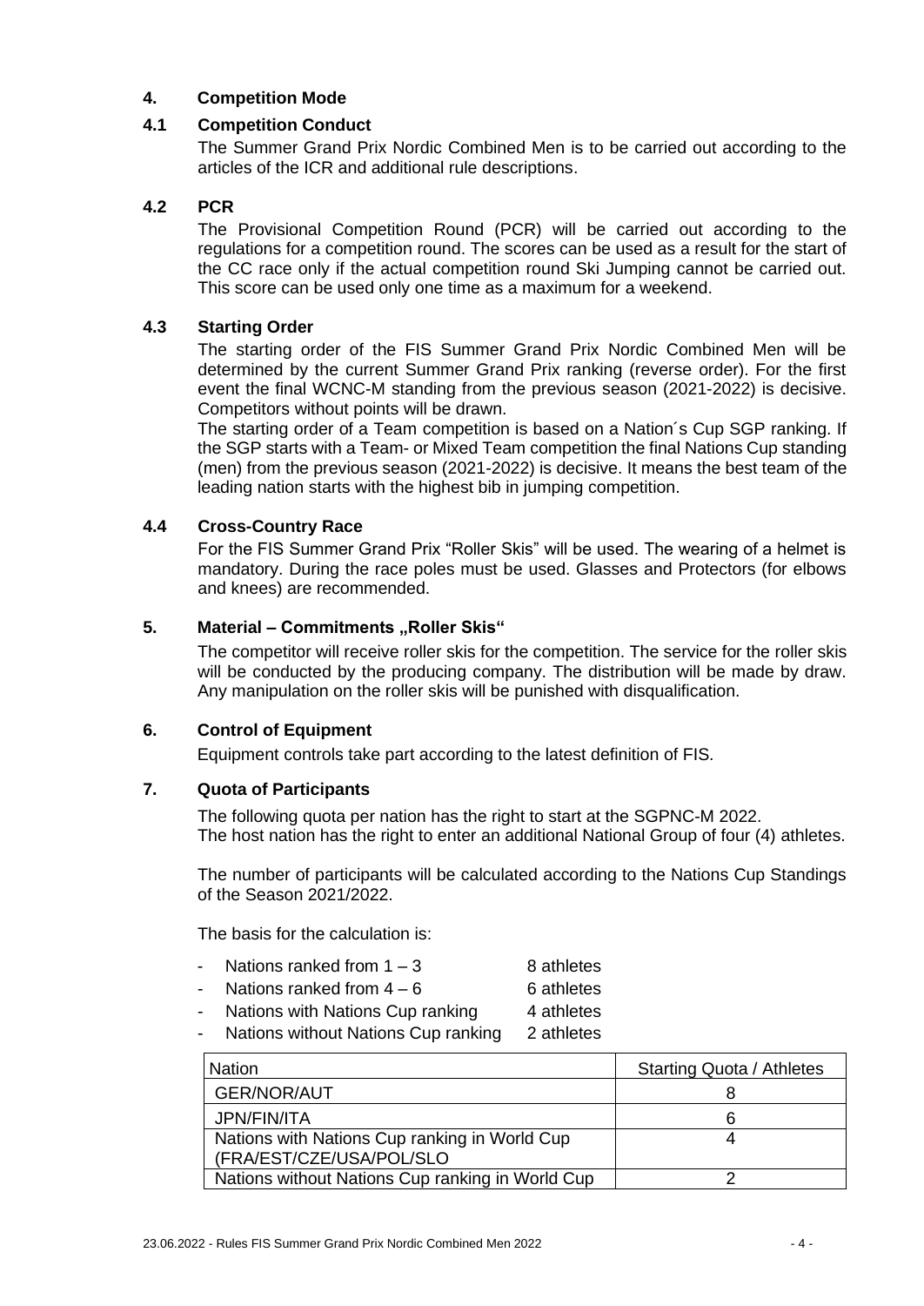## 4. Competition Mode

### 4.1 Competition Conduct

The Summer Grand Prix Nordic Combined Men is to be carried out according to the articles of the ICR and additional rule descriptions.

### 4.2 PCR

The Provisional Competition Round (PCR) will be carried out according to the regulations for a competition round. The scores can be used as a result for the start of the CC race only if the actual competition round Ski Jumping cannot be carried out. This score can be used only one time as a maximum for a weekend.

### 4.3 Starting Order

The starting order of the FIS Summer Grand Prix Nordic Combined Men will be determined by the current Summer Grand Prix ranking (reverse order). For the first event the final WCNC-M standing from the previous season (2021-2022) is decisive. Competitors without points will be drawn.

The starting order of a Team competition is based on a Nation´s Cup SGP ranking. If the SGP starts with a Team- or Mixed Team competition the final Nations Cup standing (men) from the previous season (2021-2022) is decisive. It means the best team of the leading nation starts with the highest bib in jumping competition.

### 4.4 Cross-Country Race

For the FIS Summer Grand Prix "Roller Skis" will be used. The wearing of a helmet is mandatory. During the race poles must be used. Glasses and Protectors (for elbows and knees) are recommended.

## 5. Material – Commitments „Roller Skis"

The competitor will receive roller skis for the competition. The service for the roller skis will be conducted by the producing company. The distribution will be made by draw. Any manipulation on the roller skis will be punished with disqualification.

## 6. Control of Equipment

Equipment controls take part according to the latest definition of FIS.

## 7. Quota of Participants

The following quota per nation has the right to start at the SGPNC-M 2022.
The host nation has the right to enter an additional National Group of four (4) athletes.

The number of participants will be calculated according to the Nations Cup Standings of the Season 2021/2022.

The basis for the calculation is:

- Nations ranked from 1 – 3 — 8 athletes
- Nations ranked from 4 – 6 — 6 athletes
- Nations with Nations Cup ranking — 4 athletes
- Nations without Nations Cup ranking — 2 athletes

| Nation | Starting Quota / Athletes |
| --- | --- |
| GER/NOR/AUT | 8 |
| JPN/FIN/ITA | 6 |
| Nations with Nations Cup ranking in World Cup (FRA/EST/CZE/USA/POL/SLO | 4 |
| Nations without Nations Cup ranking in World Cup | 2 |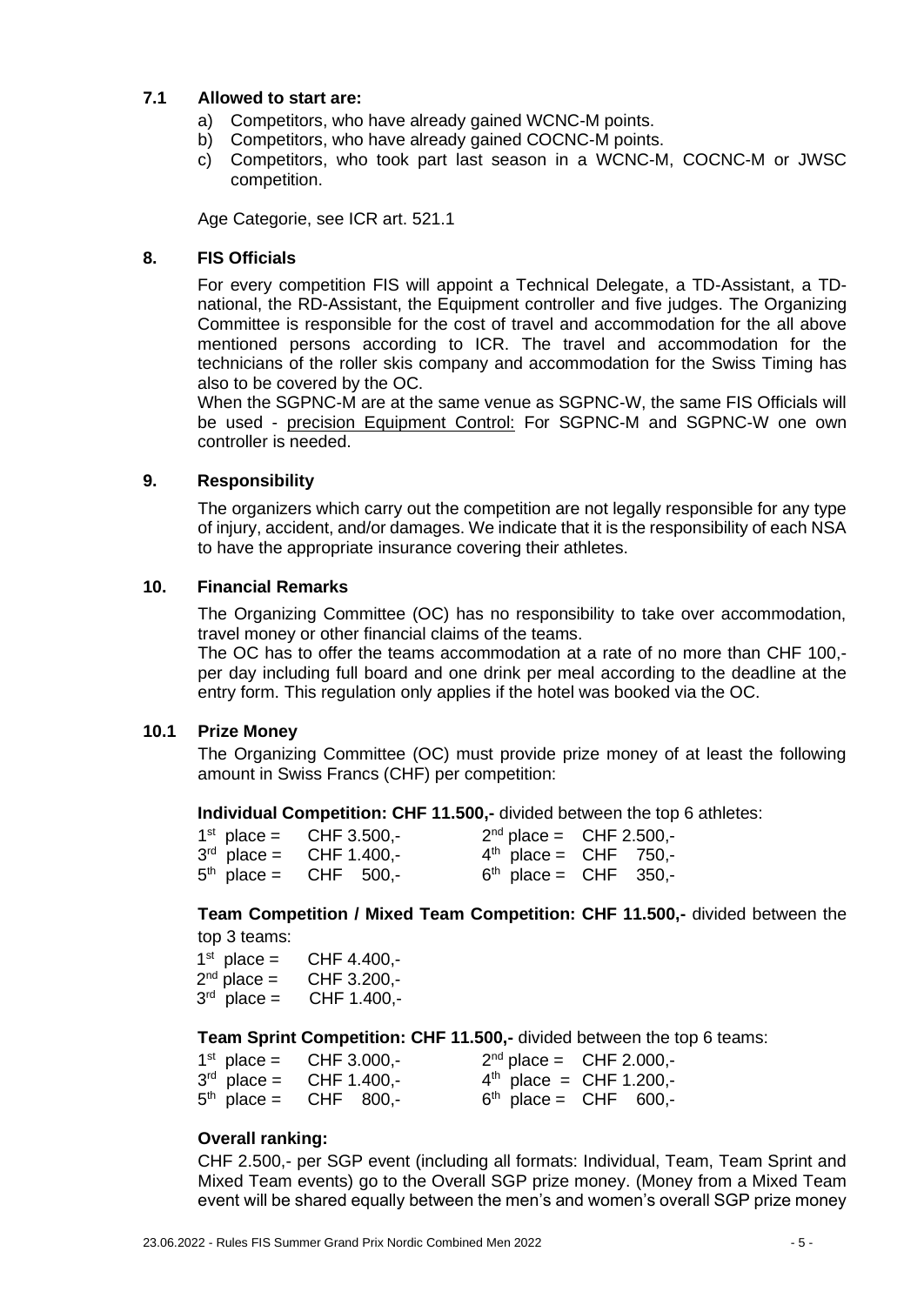### 7.1 Allowed to start are:

a) Competitors, who have already gained WCNC-M points.
b) Competitors, who have already gained COCNC-M points.
c) Competitors, who took part last season in a WCNC-M, COCNC-M or JWSC competition.

Age Categorie, see ICR art. 521.1

## 8. FIS Officials

For every competition FIS will appoint a Technical Delegate, a TD-Assistant, a TD-national, the RD-Assistant, the Equipment controller and five judges. The Organizing Committee is responsible for the cost of travel and accommodation for the all above mentioned persons according to ICR. The travel and accommodation for the technicians of the roller skis company and accommodation for the Swiss Timing has also to be covered by the OC.

When the SGPNC-M are at the same venue as SGPNC-W, the same FIS Officials will be used - precision Equipment Control: For SGPNC-M and SGPNC-W one own controller is needed.

## 9. Responsibility

The organizers which carry out the competition are not legally responsible for any type of injury, accident, and/or damages. We indicate that it is the responsibility of each NSA to have the appropriate insurance covering their athletes.

## 10. Financial Remarks

The Organizing Committee (OC) has no responsibility to take over accommodation, travel money or other financial claims of the teams.

The OC has to offer the teams accommodation at a rate of no more than CHF 100,- per day including full board and one drink per meal according to the deadline at the entry form. This regulation only applies if the hotel was booked via the OC.

### 10.1 Prize Money

The Organizing Committee (OC) must provide prize money of at least the following amount in Swiss Francs (CHF) per competition:

**Individual Competition: CHF 11.500,-** divided between the top 6 athletes:

| | | | |
|---|---|---|---|
| 1st place = | CHF 3.500,- | 2nd place = | CHF 2.500,- |
| 3rd place = | CHF 1.400,- | 4th place = | CHF 750,- |
| 5th place = | CHF 500,- | 6th place = | CHF 350,- |

**Team Competition / Mixed Team Competition: CHF 11.500,-** divided between the top 3 teams:

| | |
|---|---|
| 1st place = | CHF 4.400,- |
| 2nd place = | CHF 3.200,- |
| 3rd place = | CHF 1.400,- |

**Team Sprint Competition: CHF 11.500,-** divided between the top 6 teams:

| | | | |
|---|---|---|---|
| 1st place = | CHF 3.000,- | 2nd place = | CHF 2.000,- |
| 3rd place = | CHF 1.400,- | 4th place = | CHF 1.200,- |
| 5th place = | CHF 800,- | 6th place = | CHF 600,- |

**Overall ranking:**

CHF 2.500,- per SGP event (including all formats: Individual, Team, Team Sprint and Mixed Team events) go to the Overall SGP prize money. (Money from a Mixed Team event will be shared equally between the men's and women's overall SGP prize money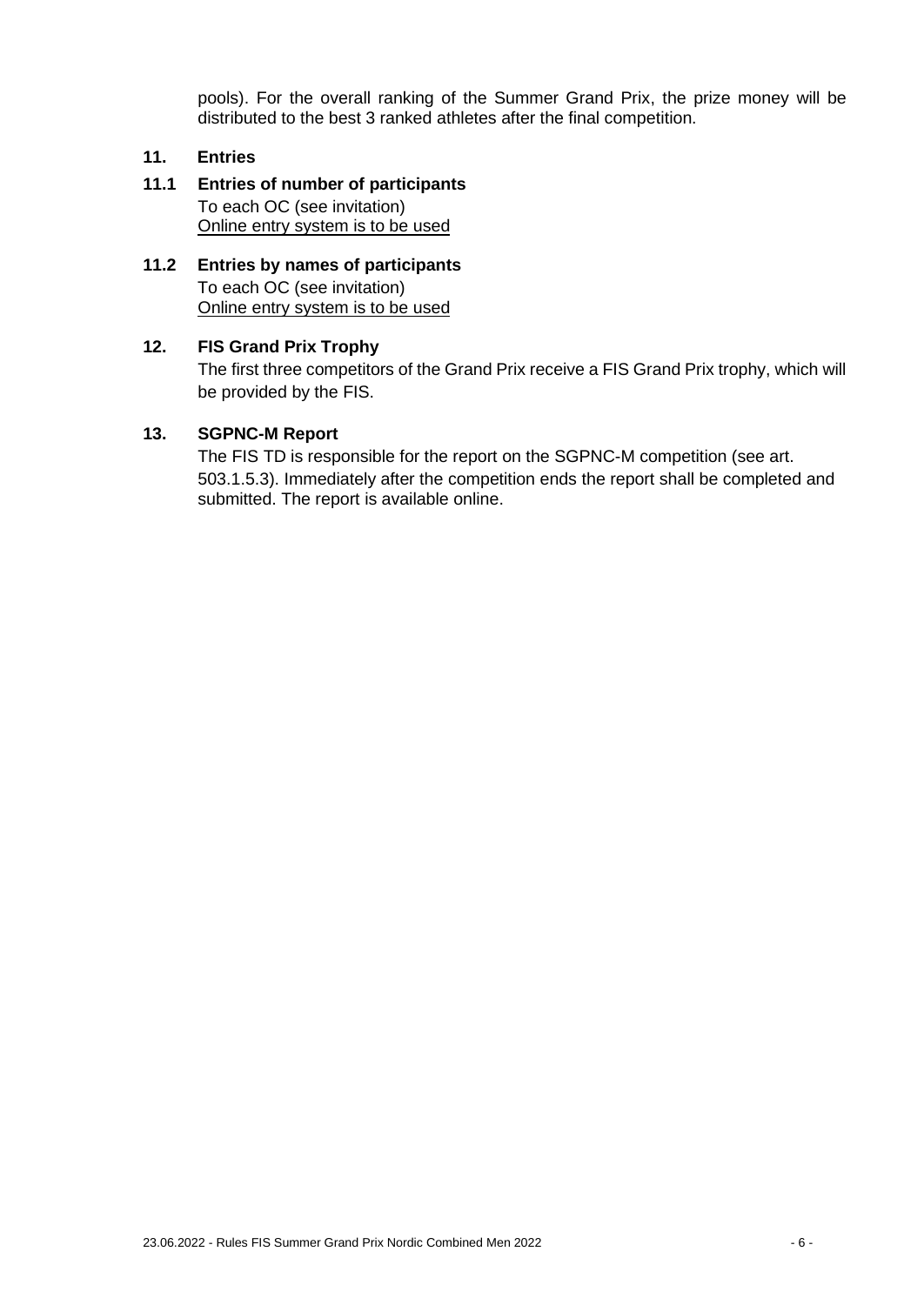pools). For the overall ranking of the Summer Grand Prix, the prize money will be distributed to the best 3 ranked athletes after the final competition.

## 11. Entries

### 11.1 Entries of number of participants

To each OC (see invitation)
Online entry system is to be used

### 11.2 Entries by names of participants

To each OC (see invitation)
Online entry system is to be used

## 12. FIS Grand Prix Trophy

The first three competitors of the Grand Prix receive a FIS Grand Prix trophy, which will be provided by the FIS.

## 13. SGPNC-M Report

The FIS TD is responsible for the report on the SGPNC-M competition (see art. 503.1.5.3). Immediately after the competition ends the report shall be completed and submitted. The report is available online.